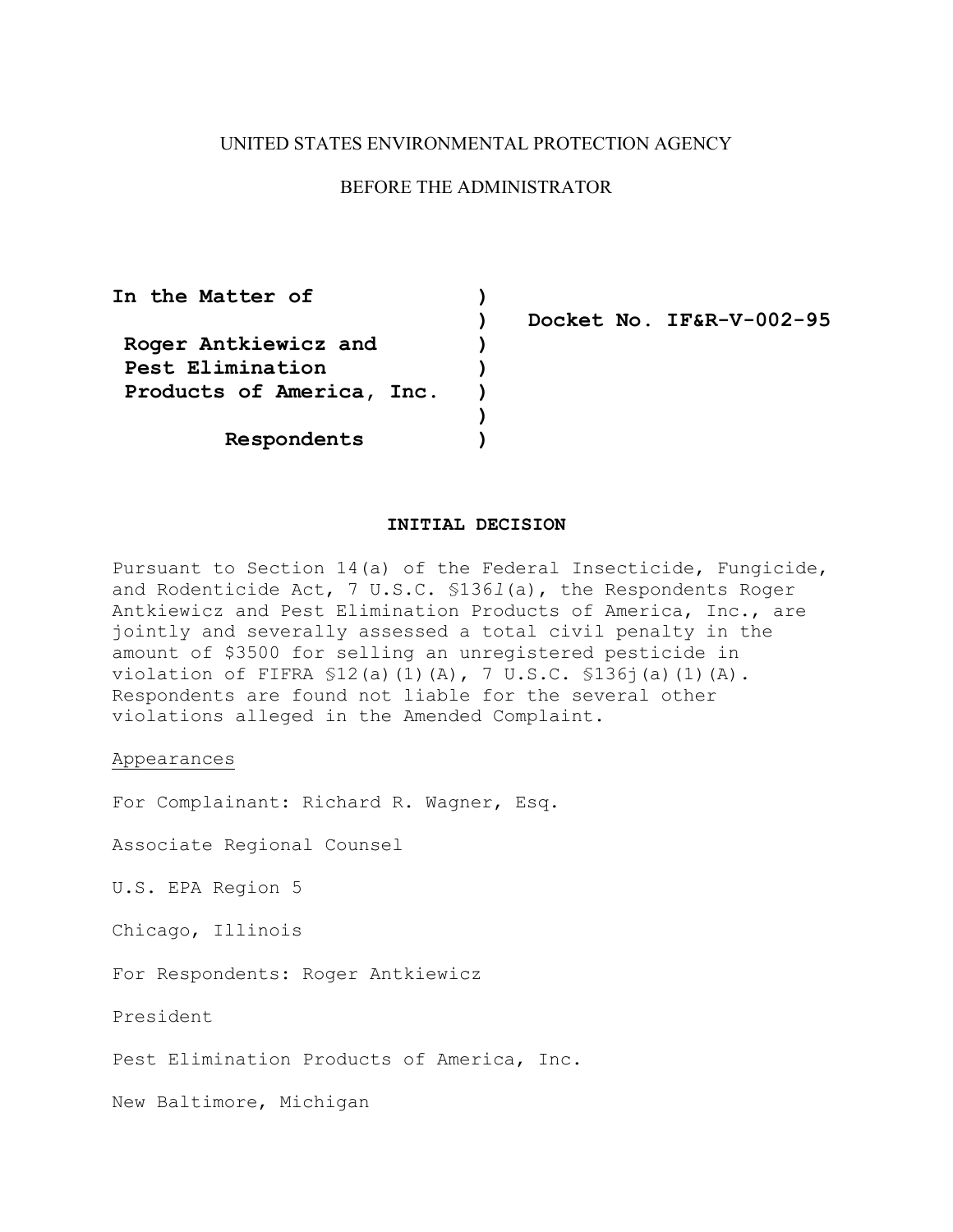UNITED STATES ENVIRONMENTAL PROTECTION AGENCY

BEFORE THE ADMINISTRATOR

**In the Matter of**

**Roger Antkiewicz and Pest Elimination Products of America, Inc.**

**Respondents**

**Docket No. IF&R-V-002-95**

**INITIAL DECISION**

Pursuant to Section 14(a) of the Federal Insecticide, Fungicide, and Rodenticide Act, 7 U.S.C. §136*l*(a), the Respondents Roger Antkiewicz and Pest Elimination Products of America, Inc., are jointly and severally assessed a total civil penalty in the amount of $3500 for selling an unregistered pesticide in violation of FIFRA §12(a)(1)(A), 7 U.S.C. §136j(a)(1)(A). Respondents are found not liable for the several other violations alleged in the Amended Complaint.

Appearances

For Complainant: Richard R. Wagner, Esq.

Associate Regional Counsel

U.S. EPA Region 5

Chicago, Illinois

For Respondents: Roger Antkiewicz

President

Pest Elimination Products of America, Inc.

New Baltimore, Michigan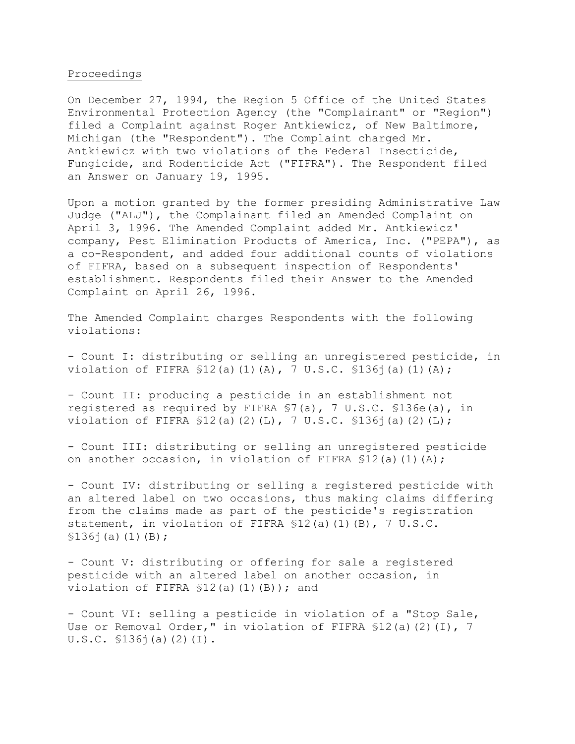## Proceedings

On December 27, 1994, the Region 5 Office of the United States Environmental Protection Agency (the "Complainant" or "Region") filed a Complaint against Roger Antkiewicz, of New Baltimore, Michigan (the "Respondent"). The Complaint charged Mr. Antkiewicz with two violations of the Federal Insecticide, Fungicide, and Rodenticide Act ("FIFRA"). The Respondent filed an Answer on January 19, 1995.

Upon a motion granted by the former presiding Administrative Law Judge ("ALJ"), the Complainant filed an Amended Complaint on April 3, 1996. The Amended Complaint added Mr. Antkiewicz' company, Pest Elimination Products of America, Inc. ("PEPA"), as a co-Respondent, and added four additional counts of violations of FIFRA, based on a subsequent inspection of Respondents' establishment. Respondents filed their Answer to the Amended Complaint on April 26, 1996.

The Amended Complaint charges Respondents with the following violations:

- Count I: distributing or selling an unregistered pesticide, in violation of FIFRA §12(a)(1)(A), 7 U.S.C. §136j(a)(1)(A);

- Count II: producing a pesticide in an establishment not registered as required by FIFRA §7(a), 7 U.S.C. §136e(a), in violation of FIFRA §12(a)(2)(L), 7 U.S.C. §136j(a)(2)(L);

- Count III: distributing or selling an unregistered pesticide on another occasion, in violation of FIFRA §12(a)(1)(A);

- Count IV: distributing or selling a registered pesticide with an altered label on two occasions, thus making claims differing from the claims made as part of the pesticide's registration statement, in violation of FIFRA §12(a)(1)(B), 7 U.S.C. §136j(a)(1)(B);

- Count V: distributing or offering for sale a registered pesticide with an altered label on another occasion, in violation of FIFRA §12(a)(1)(B)); and

- Count VI: selling a pesticide in violation of a "Stop Sale, Use or Removal Order," in violation of FIFRA §12(a)(2)(I), 7 U.S.C. §136j(a)(2)(I).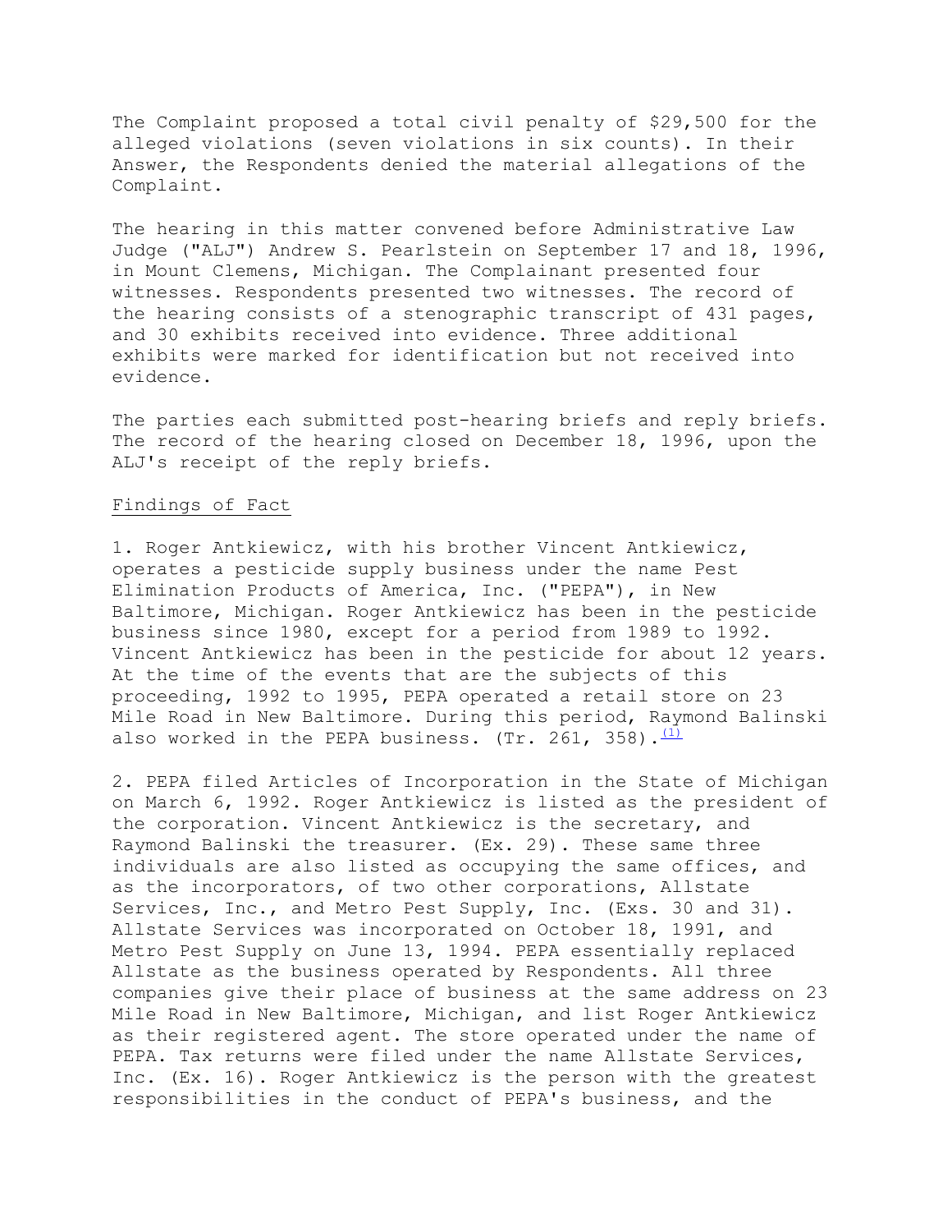The Complaint proposed a total civil penalty of $29,500 for the alleged violations (seven violations in six counts). In their Answer, the Respondents denied the material allegations of the Complaint.

The hearing in this matter convened before Administrative Law Judge ("ALJ") Andrew S. Pearlstein on September 17 and 18, 1996, in Mount Clemens, Michigan. The Complainant presented four witnesses. Respondents presented two witnesses. The record of the hearing consists of a stenographic transcript of 431 pages, and 30 exhibits received into evidence. Three additional exhibits were marked for identification but not received into evidence.

The parties each submitted post-hearing briefs and reply briefs. The record of the hearing closed on December 18, 1996, upon the ALJ's receipt of the reply briefs.

## Findings of Fact

1. Roger Antkiewicz, with his brother Vincent Antkiewicz, operates a pesticide supply business under the name Pest Elimination Products of America, Inc. ("PEPA"), in New Baltimore, Michigan. Roger Antkiewicz has been in the pesticide business since 1980, except for a period from 1989 to 1992. Vincent Antkiewicz has been in the pesticide for about 12 years. At the time of the events that are the subjects of this proceeding, 1992 to 1995, PEPA operated a retail store on 23 Mile Road in New Baltimore. During this period, Raymond Balinski also worked in the PEPA business. (Tr. 261, 358).[(1)]

2. PEPA filed Articles of Incorporation in the State of Michigan on March 6, 1992. Roger Antkiewicz is listed as the president of the corporation. Vincent Antkiewicz is the secretary, and Raymond Balinski the treasurer. (Ex. 29). These same three individuals are also listed as occupying the same offices, and as the incorporators, of two other corporations, Allstate Services, Inc., and Metro Pest Supply, Inc. (Exs. 30 and 31). Allstate Services was incorporated on October 18, 1991, and Metro Pest Supply on June 13, 1994. PEPA essentially replaced Allstate as the business operated by Respondents. All three companies give their place of business at the same address on 23 Mile Road in New Baltimore, Michigan, and list Roger Antkiewicz as their registered agent. The store operated under the name of PEPA. Tax returns were filed under the name Allstate Services, Inc. (Ex. 16). Roger Antkiewicz is the person with the greatest responsibilities in the conduct of PEPA's business, and the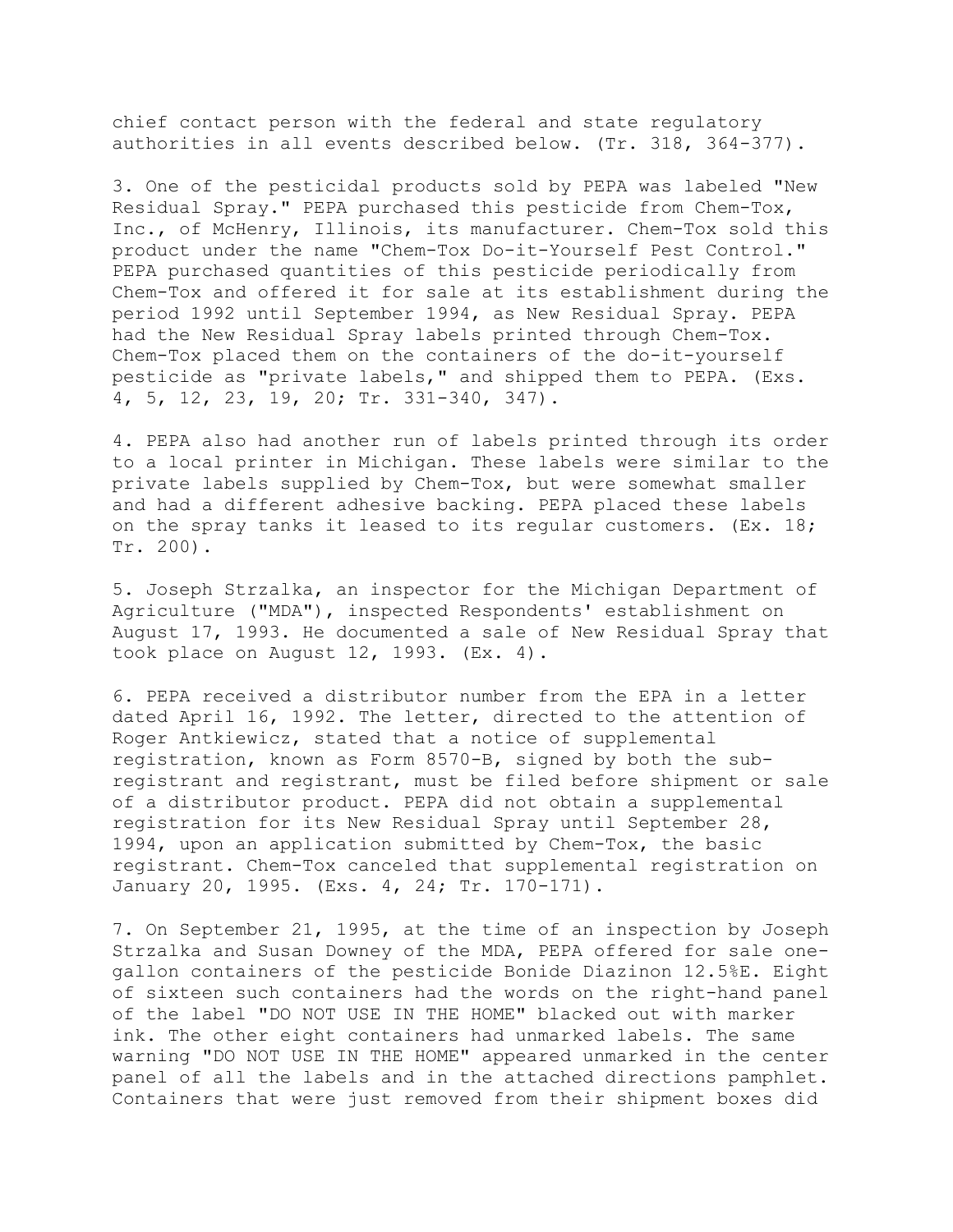chief contact person with the federal and state regulatory authorities in all events described below. (Tr. 318, 364-377).

3. One of the pesticidal products sold by PEPA was labeled "New Residual Spray." PEPA purchased this pesticide from Chem-Tox, Inc., of McHenry, Illinois, its manufacturer. Chem-Tox sold this product under the name "Chem-Tox Do-it-Yourself Pest Control." PEPA purchased quantities of this pesticide periodically from Chem-Tox and offered it for sale at its establishment during the period 1992 until September 1994, as New Residual Spray. PEPA had the New Residual Spray labels printed through Chem-Tox. Chem-Tox placed them on the containers of the do-it-yourself pesticide as "private labels," and shipped them to PEPA. (Exs. 4, 5, 12, 23, 19, 20; Tr. 331-340, 347).

4. PEPA also had another run of labels printed through its order to a local printer in Michigan. These labels were similar to the private labels supplied by Chem-Tox, but were somewhat smaller and had a different adhesive backing. PEPA placed these labels on the spray tanks it leased to its regular customers. (Ex. 18; Tr. 200).

5. Joseph Strzalka, an inspector for the Michigan Department of Agriculture ("MDA"), inspected Respondents' establishment on August 17, 1993. He documented a sale of New Residual Spray that took place on August 12, 1993. (Ex. 4).

6. PEPA received a distributor number from the EPA in a letter dated April 16, 1992. The letter, directed to the attention of Roger Antkiewicz, stated that a notice of supplemental registration, known as Form 8570-B, signed by both the sub-registrant and registrant, must be filed before shipment or sale of a distributor product. PEPA did not obtain a supplemental registration for its New Residual Spray until September 28, 1994, upon an application submitted by Chem-Tox, the basic registrant. Chem-Tox canceled that supplemental registration on January 20, 1995. (Exs. 4, 24; Tr. 170-171).

7. On September 21, 1995, at the time of an inspection by Joseph Strzalka and Susan Downey of the MDA, PEPA offered for sale one-gallon containers of the pesticide Bonide Diazinon 12.5%E. Eight of sixteen such containers had the words on the right-hand panel of the label "DO NOT USE IN THE HOME" blacked out with marker ink. The other eight containers had unmarked labels. The same warning "DO NOT USE IN THE HOME" appeared unmarked in the center panel of all the labels and in the attached directions pamphlet. Containers that were just removed from their shipment boxes did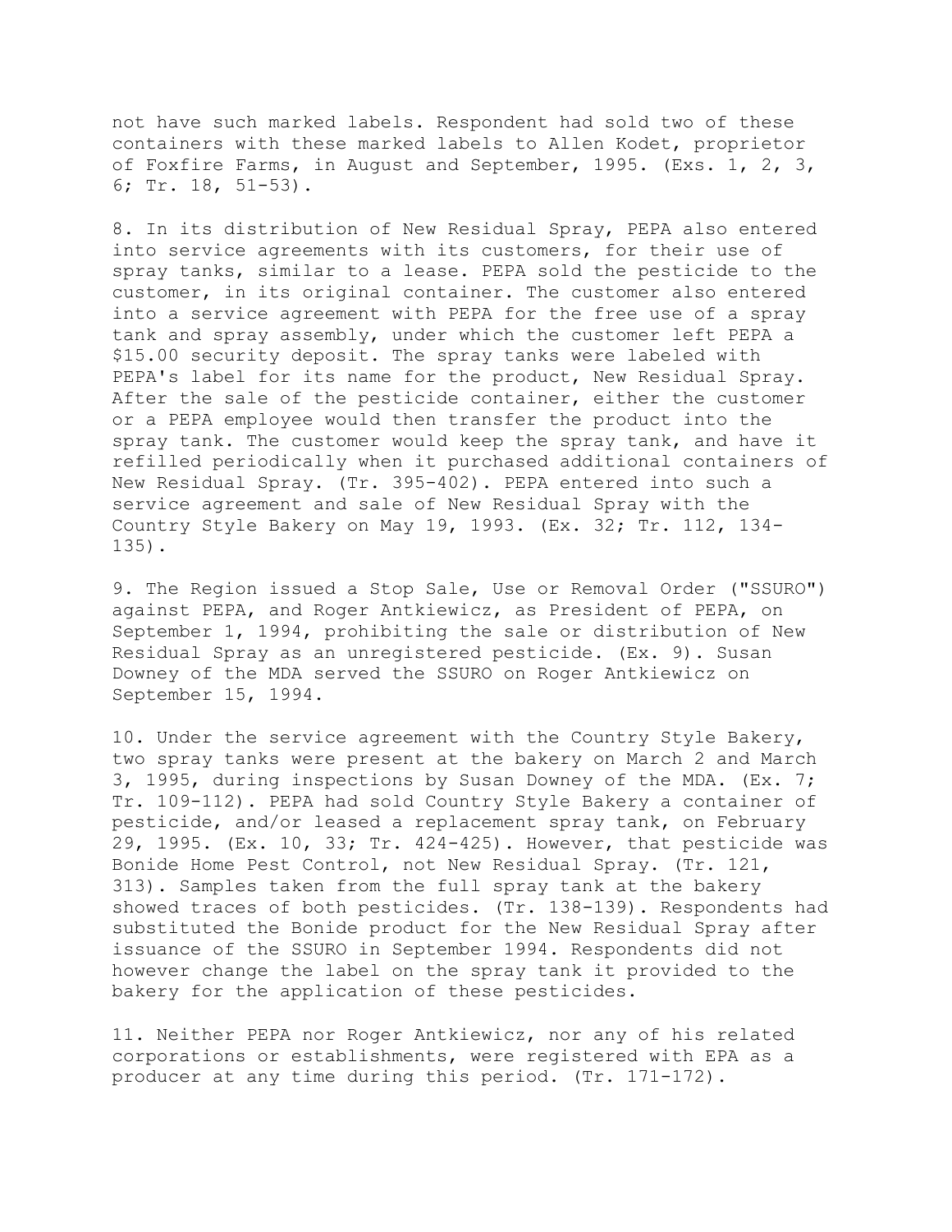not have such marked labels. Respondent had sold two of these containers with these marked labels to Allen Kodet, proprietor of Foxfire Farms, in August and September, 1995. (Exs. 1, 2, 3, 6; Tr. 18, 51-53).

8. In its distribution of New Residual Spray, PEPA also entered into service agreements with its customers, for their use of spray tanks, similar to a lease. PEPA sold the pesticide to the customer, in its original container. The customer also entered into a service agreement with PEPA for the free use of a spray tank and spray assembly, under which the customer left PEPA a $15.00 security deposit. The spray tanks were labeled with PEPA's label for its name for the product, New Residual Spray. After the sale of the pesticide container, either the customer or a PEPA employee would then transfer the product into the spray tank. The customer would keep the spray tank, and have it refilled periodically when it purchased additional containers of New Residual Spray. (Tr. 395-402). PEPA entered into such a service agreement and sale of New Residual Spray with the Country Style Bakery on May 19, 1993. (Ex. 32; Tr. 112, 134-135).

9. The Region issued a Stop Sale, Use or Removal Order ("SSURO") against PEPA, and Roger Antkiewicz, as President of PEPA, on September 1, 1994, prohibiting the sale or distribution of New Residual Spray as an unregistered pesticide. (Ex. 9). Susan Downey of the MDA served the SSURO on Roger Antkiewicz on September 15, 1994.

10. Under the service agreement with the Country Style Bakery, two spray tanks were present at the bakery on March 2 and March 3, 1995, during inspections by Susan Downey of the MDA. (Ex. 7; Tr. 109-112). PEPA had sold Country Style Bakery a container of pesticide, and/or leased a replacement spray tank, on February 29, 1995. (Ex. 10, 33; Tr. 424-425). However, that pesticide was Bonide Home Pest Control, not New Residual Spray. (Tr. 121, 313). Samples taken from the full spray tank at the bakery showed traces of both pesticides. (Tr. 138-139). Respondents had substituted the Bonide product for the New Residual Spray after issuance of the SSURO in September 1994. Respondents did not however change the label on the spray tank it provided to the bakery for the application of these pesticides.

11. Neither PEPA nor Roger Antkiewicz, nor any of his related corporations or establishments, were registered with EPA as a producer at any time during this period. (Tr. 171-172).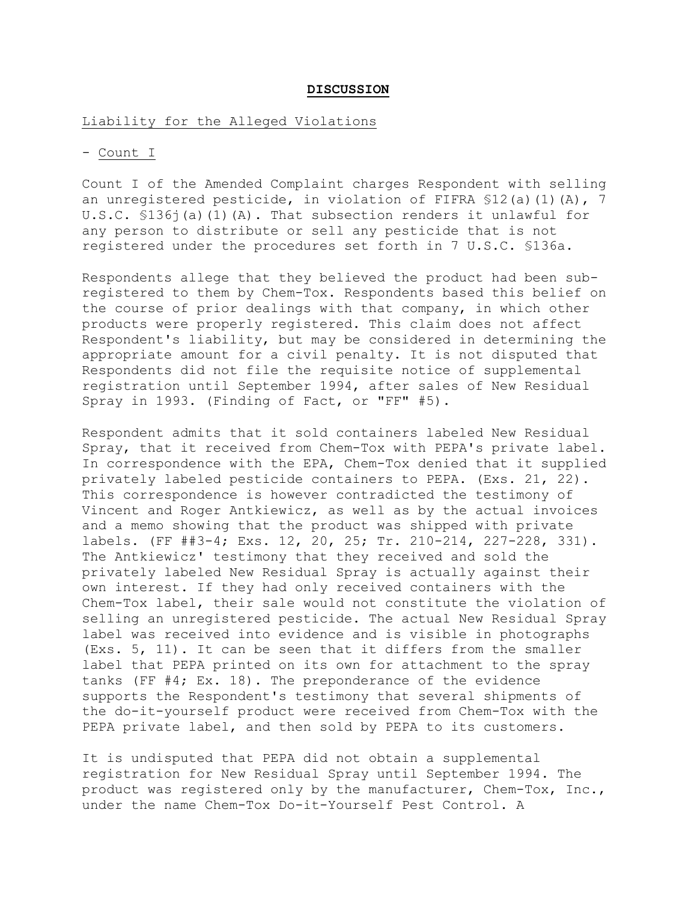**DISCUSSION**

Liability for the Alleged Violations

- Count I

Count I of the Amended Complaint charges Respondent with selling an unregistered pesticide, in violation of FIFRA §12(a)(1)(A), 7 U.S.C. §136j(a)(1)(A). That subsection renders it unlawful for any person to distribute or sell any pesticide that is not registered under the procedures set forth in 7 U.S.C. §136a.

Respondents allege that they believed the product had been sub-registered to them by Chem-Tox. Respondents based this belief on the course of prior dealings with that company, in which other products were properly registered. This claim does not affect Respondent's liability, but may be considered in determining the appropriate amount for a civil penalty. It is not disputed that Respondents did not file the requisite notice of supplemental registration until September 1994, after sales of New Residual Spray in 1993. (Finding of Fact, or "FF" #5).

Respondent admits that it sold containers labeled New Residual Spray, that it received from Chem-Tox with PEPA's private label. In correspondence with the EPA, Chem-Tox denied that it supplied privately labeled pesticide containers to PEPA. (Exs. 21, 22). This correspondence is however contradicted the testimony of Vincent and Roger Antkiewicz, as well as by the actual invoices and a memo showing that the product was shipped with private labels. (FF ##3-4; Exs. 12, 20, 25; Tr. 210-214, 227-228, 331). The Antkiewicz' testimony that they received and sold the privately labeled New Residual Spray is actually against their own interest. If they had only received containers with the Chem-Tox label, their sale would not constitute the violation of selling an unregistered pesticide. The actual New Residual Spray label was received into evidence and is visible in photographs (Exs. 5, 11). It can be seen that it differs from the smaller label that PEPA printed on its own for attachment to the spray tanks (FF #4; Ex. 18). The preponderance of the evidence supports the Respondent's testimony that several shipments of the do-it-yourself product were received from Chem-Tox with the PEPA private label, and then sold by PEPA to its customers.

It is undisputed that PEPA did not obtain a supplemental registration for New Residual Spray until September 1994. The product was registered only by the manufacturer, Chem-Tox, Inc., under the name Chem-Tox Do-it-Yourself Pest Control. A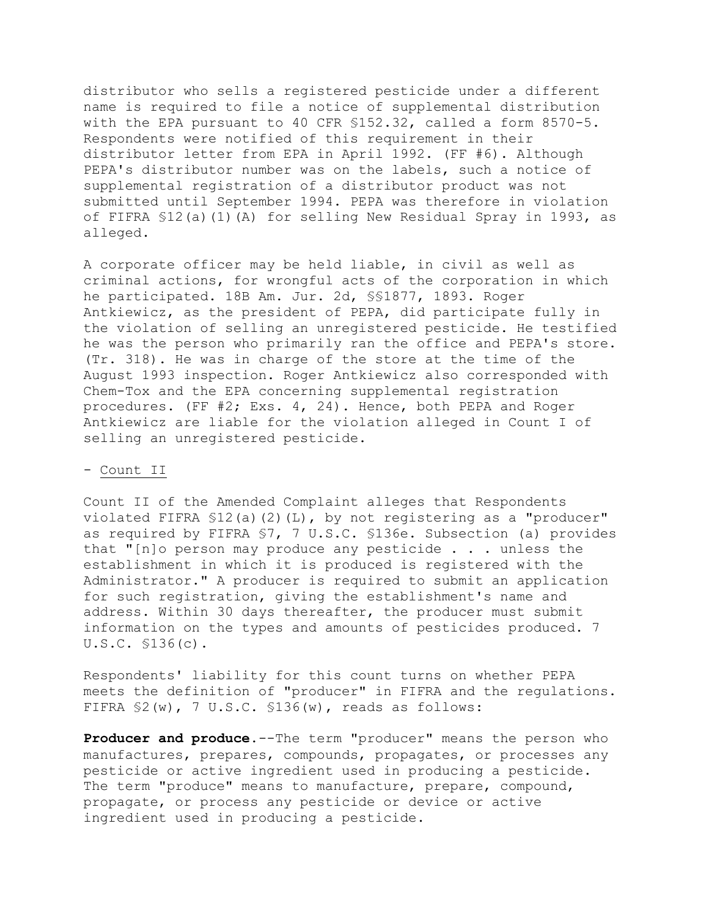distributor who sells a registered pesticide under a different name is required to file a notice of supplemental distribution with the EPA pursuant to 40 CFR §152.32, called a form 8570-5. Respondents were notified of this requirement in their distributor letter from EPA in April 1992. (FF #6). Although PEPA's distributor number was on the labels, such a notice of supplemental registration of a distributor product was not submitted until September 1994. PEPA was therefore in violation of FIFRA §12(a)(1)(A) for selling New Residual Spray in 1993, as alleged.

A corporate officer may be held liable, in civil as well as criminal actions, for wrongful acts of the corporation in which he participated. 18B Am. Jur. 2d, §§1877, 1893. Roger Antkiewicz, as the president of PEPA, did participate fully in the violation of selling an unregistered pesticide. He testified he was the person who primarily ran the office and PEPA's store. (Tr. 318). He was in charge of the store at the time of the August 1993 inspection. Roger Antkiewicz also corresponded with Chem-Tox and the EPA concerning supplemental registration procedures. (FF #2; Exs. 4, 24). Hence, both PEPA and Roger Antkiewicz are liable for the violation alleged in Count I of selling an unregistered pesticide.

- Count II

Count II of the Amended Complaint alleges that Respondents violated FIFRA §12(a)(2)(L), by not registering as a "producer" as required by FIFRA §7, 7 U.S.C. §136e. Subsection (a) provides that "[n]o person may produce any pesticide . . . unless the establishment in which it is produced is registered with the Administrator." A producer is required to submit an application for such registration, giving the establishment's name and address. Within 30 days thereafter, the producer must submit information on the types and amounts of pesticides produced. 7 U.S.C. §136(c).

Respondents' liability for this count turns on whether PEPA meets the definition of "producer" in FIFRA and the regulations. FIFRA §2(w), 7 U.S.C. §136(w), reads as follows:

**Producer and produce**.--The term "producer" means the person who manufactures, prepares, compounds, propagates, or processes any pesticide or active ingredient used in producing a pesticide. The term "produce" means to manufacture, prepare, compound, propagate, or process any pesticide or device or active ingredient used in producing a pesticide.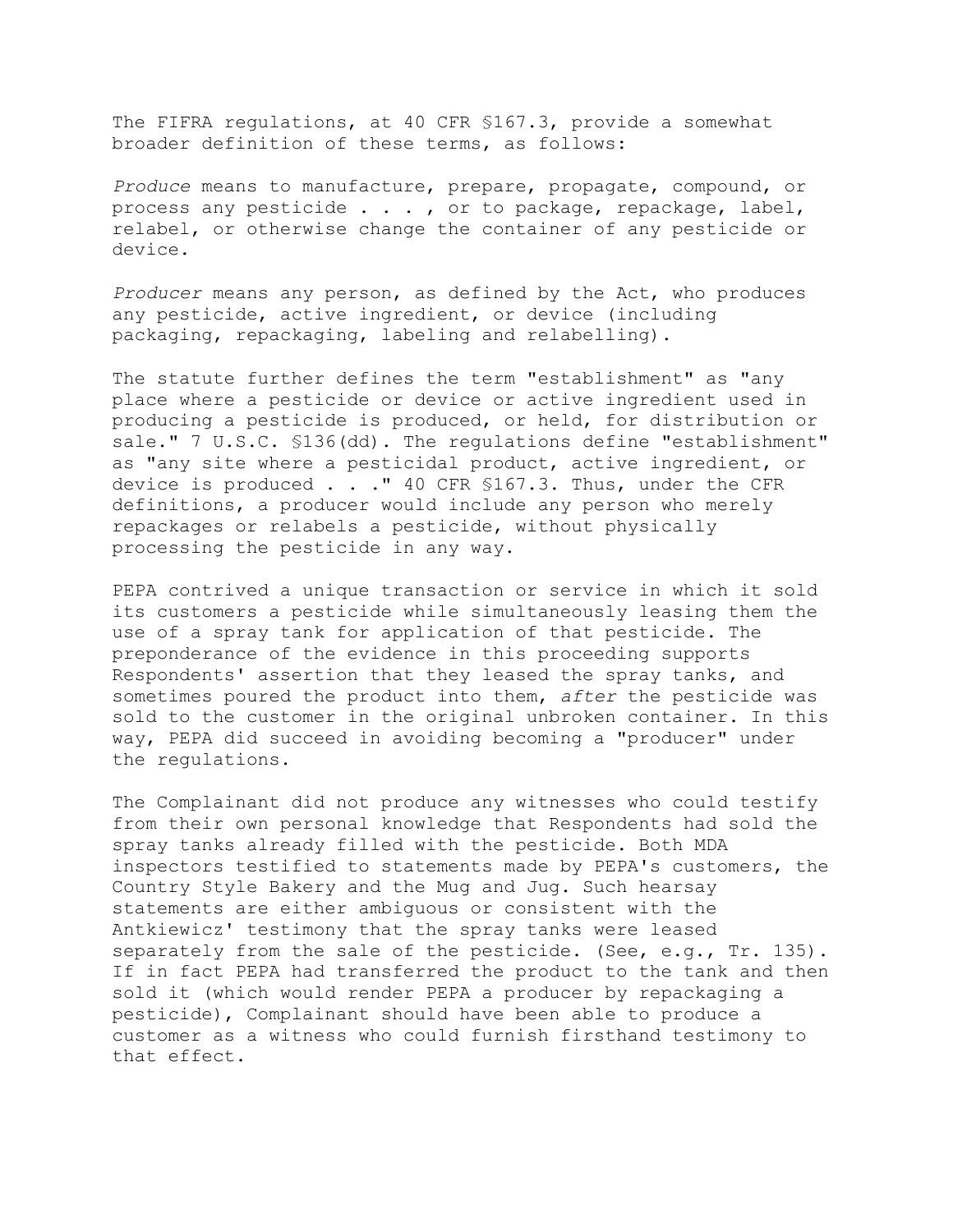The FIFRA regulations, at 40 CFR §167.3, provide a somewhat broader definition of these terms, as follows:

*Produce* means to manufacture, prepare, propagate, compound, or process any pesticide . . . , or to package, repackage, label, relabel, or otherwise change the container of any pesticide or device.

*Producer* means any person, as defined by the Act, who produces any pesticide, active ingredient, or device (including packaging, repackaging, labeling and relabelling).

The statute further defines the term "establishment" as "any place where a pesticide or device or active ingredient used in producing a pesticide is produced, or held, for distribution or sale." 7 U.S.C. §136(dd). The regulations define "establishment" as "any site where a pesticidal product, active ingredient, or device is produced . . ." 40 CFR §167.3. Thus, under the CFR definitions, a producer would include any person who merely repackages or relabels a pesticide, without physically processing the pesticide in any way.

PEPA contrived a unique transaction or service in which it sold its customers a pesticide while simultaneously leasing them the use of a spray tank for application of that pesticide. The preponderance of the evidence in this proceeding supports Respondents' assertion that they leased the spray tanks, and sometimes poured the product into them, *after* the pesticide was sold to the customer in the original unbroken container. In this way, PEPA did succeed in avoiding becoming a "producer" under the regulations.

The Complainant did not produce any witnesses who could testify from their own personal knowledge that Respondents had sold the spray tanks already filled with the pesticide. Both MDA inspectors testified to statements made by PEPA's customers, the Country Style Bakery and the Mug and Jug. Such hearsay statements are either ambiguous or consistent with the Antkiewicz' testimony that the spray tanks were leased separately from the sale of the pesticide. (See, e.g., Tr. 135). If in fact PEPA had transferred the product to the tank and then sold it (which would render PEPA a producer by repackaging a pesticide), Complainant should have been able to produce a customer as a witness who could furnish firsthand testimony to that effect.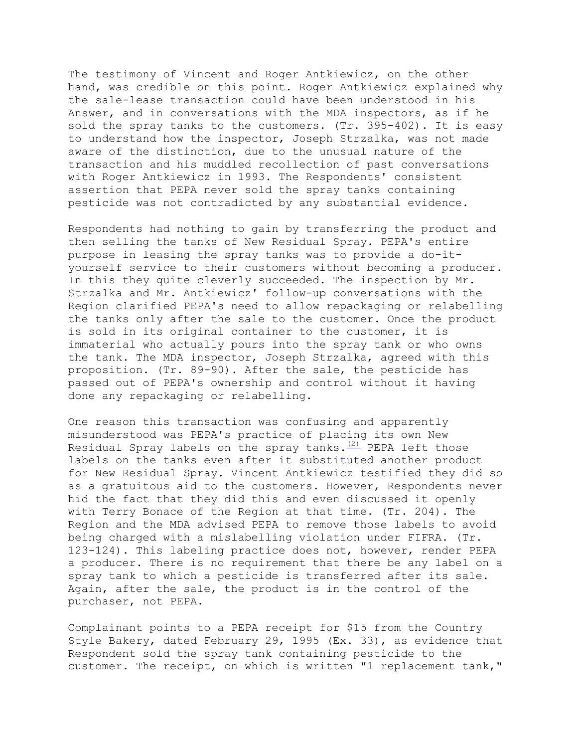The testimony of Vincent and Roger Antkiewicz, on the other hand, was credible on this point. Roger Antkiewicz explained why the sale-lease transaction could have been understood in his Answer, and in conversations with the MDA inspectors, as if he sold the spray tanks to the customers. (Tr. 395-402). It is easy to understand how the inspector, Joseph Strzalka, was not made aware of the distinction, due to the unusual nature of the transaction and his muddled recollection of past conversations with Roger Antkiewicz in 1993. The Respondents' consistent assertion that PEPA never sold the spray tanks containing pesticide was not contradicted by any substantial evidence.

Respondents had nothing to gain by transferring the product and then selling the tanks of New Residual Spray. PEPA's entire purpose in leasing the spray tanks was to provide a do-it-yourself service to their customers without becoming a producer. In this they quite cleverly succeeded. The inspection by Mr. Strzalka and Mr. Antkiewicz' follow-up conversations with the Region clarified PEPA's need to allow repackaging or relabelling the tanks only after the sale to the customer. Once the product is sold in its original container to the customer, it is immaterial who actually pours into the spray tank or who owns the tank. The MDA inspector, Joseph Strzalka, agreed with this proposition. (Tr. 89-90). After the sale, the pesticide has passed out of PEPA's ownership and control without it having done any repackaging or relabelling.

One reason this transaction was confusing and apparently misunderstood was PEPA's practice of placing its own New Residual Spray labels on the spray tanks.(2) PEPA left those labels on the tanks even after it substituted another product for New Residual Spray. Vincent Antkiewicz testified they did so as a gratuitous aid to the customers. However, Respondents never hid the fact that they did this and even discussed it openly with Terry Bonace of the Region at that time. (Tr. 204). The Region and the MDA advised PEPA to remove those labels to avoid being charged with a mislabelling violation under FIFRA. (Tr. 123-124). This labeling practice does not, however, render PEPA a producer. There is no requirement that there be any label on a spray tank to which a pesticide is transferred after its sale. Again, after the sale, the product is in the control of the purchaser, not PEPA.

Complainant points to a PEPA receipt for $15 from the Country Style Bakery, dated February 29, 1995 (Ex. 33), as evidence that Respondent sold the spray tank containing pesticide to the customer. The receipt, on which is written "1 replacement tank,"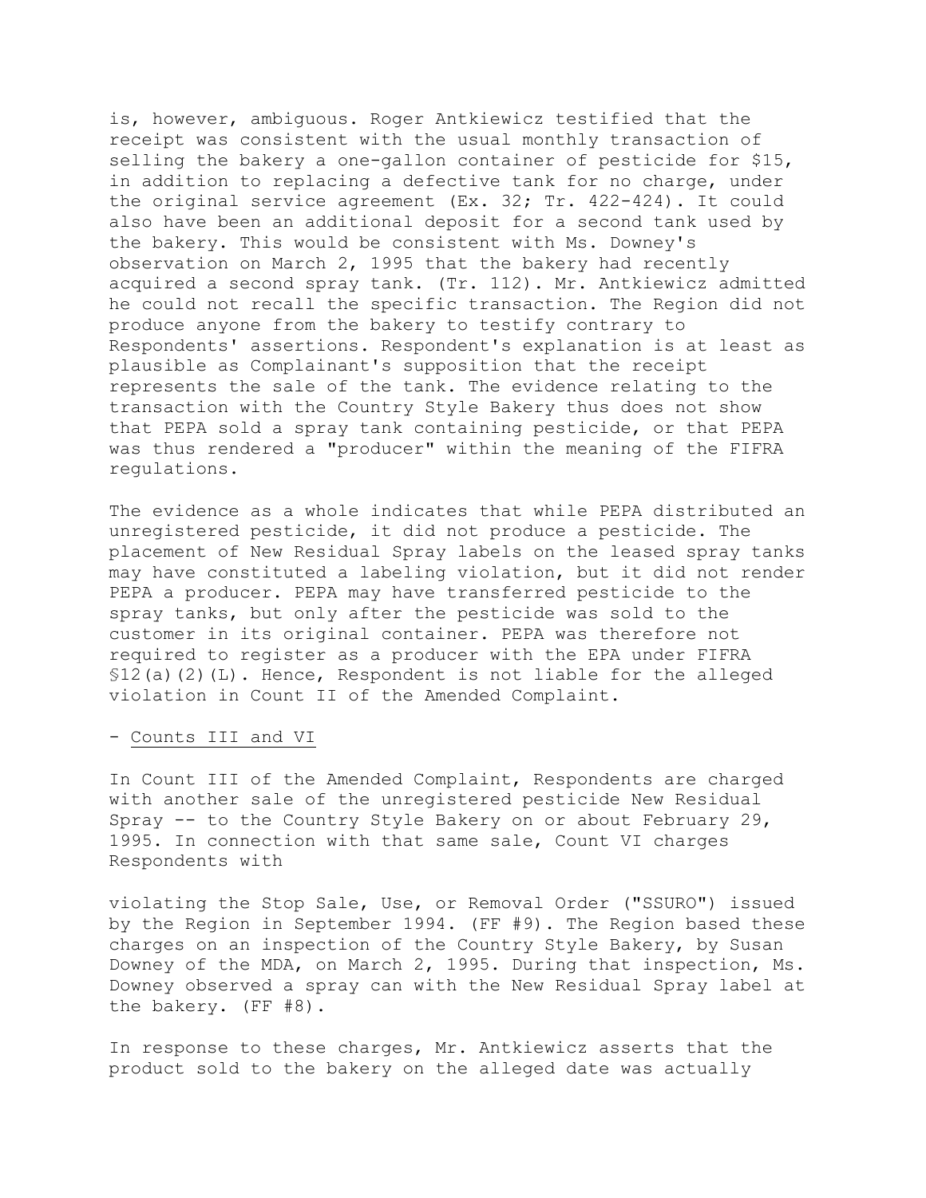is, however, ambiguous. Roger Antkiewicz testified that the receipt was consistent with the usual monthly transaction of selling the bakery a one-gallon container of pesticide for $15, in addition to replacing a defective tank for no charge, under the original service agreement (Ex. 32; Tr. 422-424). It could also have been an additional deposit for a second tank used by the bakery. This would be consistent with Ms. Downey's observation on March 2, 1995 that the bakery had recently acquired a second spray tank. (Tr. 112). Mr. Antkiewicz admitted he could not recall the specific transaction. The Region did not produce anyone from the bakery to testify contrary to Respondents' assertions. Respondent's explanation is at least as plausible as Complainant's supposition that the receipt represents the sale of the tank. The evidence relating to the transaction with the Country Style Bakery thus does not show that PEPA sold a spray tank containing pesticide, or that PEPA was thus rendered a "producer" within the meaning of the FIFRA regulations.

The evidence as a whole indicates that while PEPA distributed an unregistered pesticide, it did not produce a pesticide. The placement of New Residual Spray labels on the leased spray tanks may have constituted a labeling violation, but it did not render PEPA a producer. PEPA may have transferred pesticide to the spray tanks, but only after the pesticide was sold to the customer in its original container. PEPA was therefore not required to register as a producer with the EPA under FIFRA §12(a)(2)(L). Hence, Respondent is not liable for the alleged violation in Count II of the Amended Complaint.

- <u>Counts III and VI</u>

In Count III of the Amended Complaint, Respondents are charged with another sale of the unregistered pesticide New Residual Spray -- to the Country Style Bakery on or about February 29, 1995. In connection with that same sale, Count VI charges Respondents with

violating the Stop Sale, Use, or Removal Order ("SSURO") issued by the Region in September 1994. (FF #9). The Region based these charges on an inspection of the Country Style Bakery, by Susan Downey of the MDA, on March 2, 1995. During that inspection, Ms. Downey observed a spray can with the New Residual Spray label at the bakery. (FF #8).

In response to these charges, Mr. Antkiewicz asserts that the product sold to the bakery on the alleged date was actually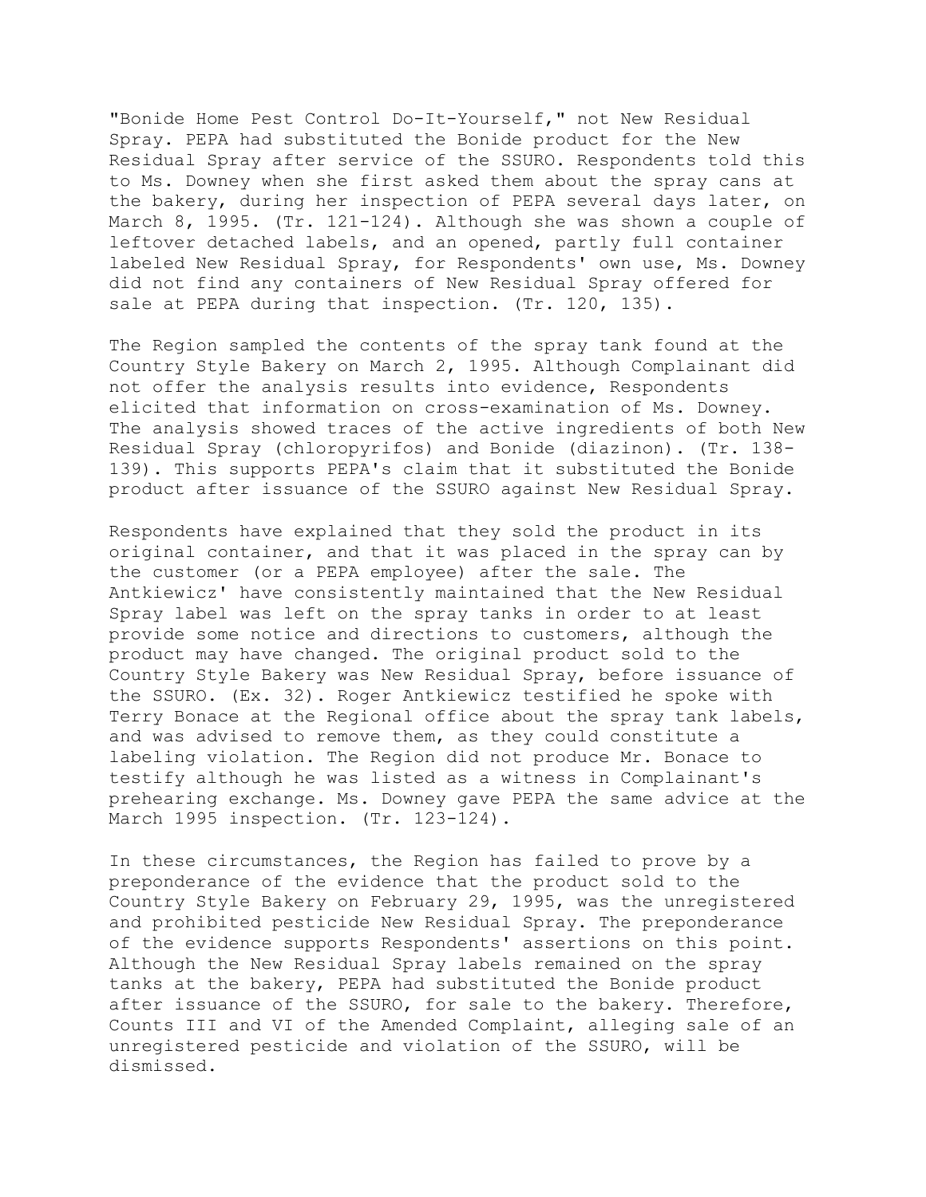"Bonide Home Pest Control Do-It-Yourself," not New Residual Spray. PEPA had substituted the Bonide product for the New Residual Spray after service of the SSURO. Respondents told this to Ms. Downey when she first asked them about the spray cans at the bakery, during her inspection of PEPA several days later, on March 8, 1995. (Tr. 121-124). Although she was shown a couple of leftover detached labels, and an opened, partly full container labeled New Residual Spray, for Respondents' own use, Ms. Downey did not find any containers of New Residual Spray offered for sale at PEPA during that inspection. (Tr. 120, 135).

The Region sampled the contents of the spray tank found at the Country Style Bakery on March 2, 1995. Although Complainant did not offer the analysis results into evidence, Respondents elicited that information on cross-examination of Ms. Downey. The analysis showed traces of the active ingredients of both New Residual Spray (chloropyrifos) and Bonide (diazinon). (Tr. 138-139). This supports PEPA's claim that it substituted the Bonide product after issuance of the SSURO against New Residual Spray.

Respondents have explained that they sold the product in its original container, and that it was placed in the spray can by the customer (or a PEPA employee) after the sale. The Antkiewicz' have consistently maintained that the New Residual Spray label was left on the spray tanks in order to at least provide some notice and directions to customers, although the product may have changed. The original product sold to the Country Style Bakery was New Residual Spray, before issuance of the SSURO. (Ex. 32). Roger Antkiewicz testified he spoke with Terry Bonace at the Regional office about the spray tank labels, and was advised to remove them, as they could constitute a labeling violation. The Region did not produce Mr. Bonace to testify although he was listed as a witness in Complainant's prehearing exchange. Ms. Downey gave PEPA the same advice at the March 1995 inspection. (Tr. 123-124).

In these circumstances, the Region has failed to prove by a preponderance of the evidence that the product sold to the Country Style Bakery on February 29, 1995, was the unregistered and prohibited pesticide New Residual Spray. The preponderance of the evidence supports Respondents' assertions on this point. Although the New Residual Spray labels remained on the spray tanks at the bakery, PEPA had substituted the Bonide product after issuance of the SSURO, for sale to the bakery. Therefore, Counts III and VI of the Amended Complaint, alleging sale of an unregistered pesticide and violation of the SSURO, will be dismissed.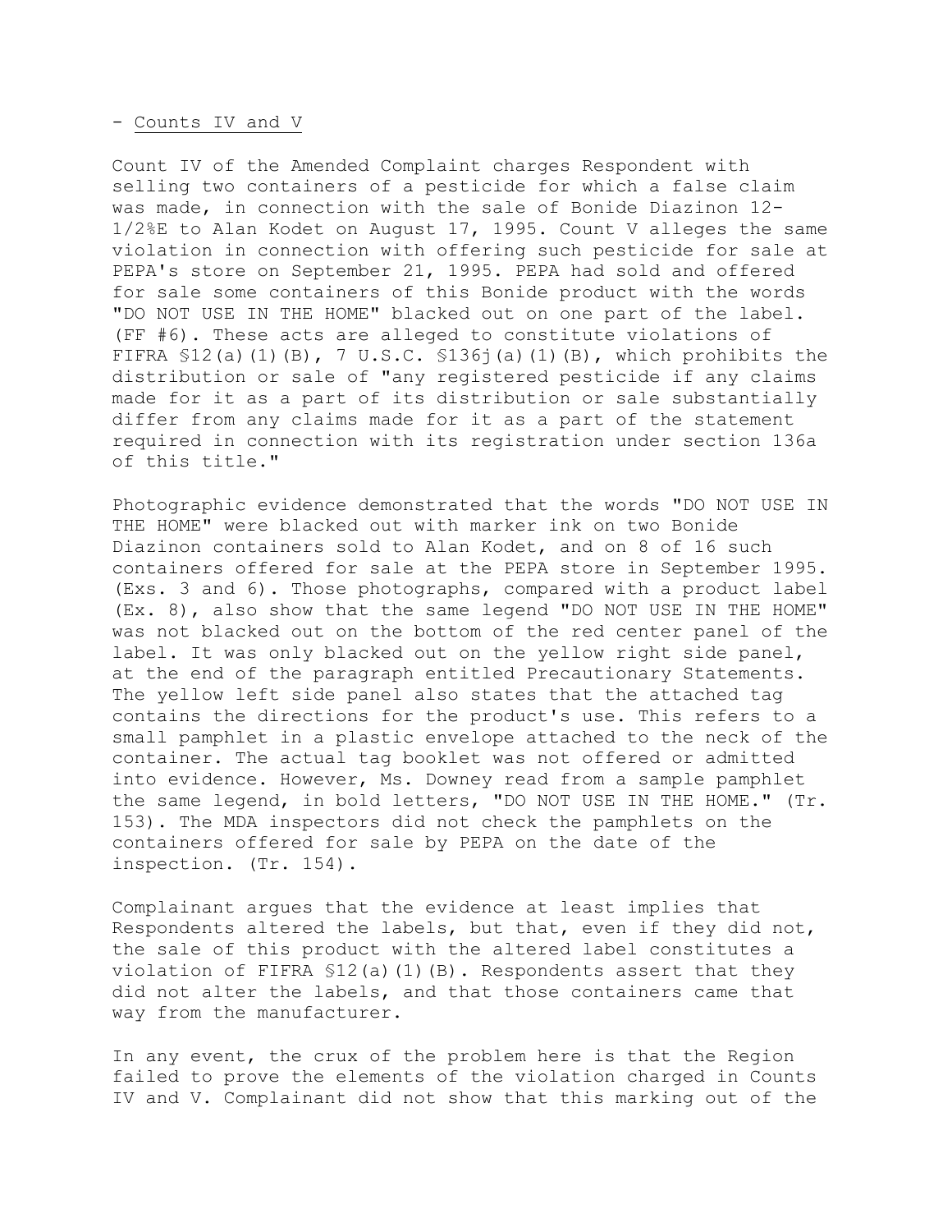- Counts IV and V

Count IV of the Amended Complaint charges Respondent with selling two containers of a pesticide for which a false claim was made, in connection with the sale of Bonide Diazinon 12-1/2%E to Alan Kodet on August 17, 1995. Count V alleges the same violation in connection with offering such pesticide for sale at PEPA's store on September 21, 1995. PEPA had sold and offered for sale some containers of this Bonide product with the words "DO NOT USE IN THE HOME" blacked out on one part of the label. (FF #6). These acts are alleged to constitute violations of FIFRA §12(a)(1)(B), 7 U.S.C. §136j(a)(1)(B), which prohibits the distribution or sale of "any registered pesticide if any claims made for it as a part of its distribution or sale substantially differ from any claims made for it as a part of the statement required in connection with its registration under section 136a of this title."

Photographic evidence demonstrated that the words "DO NOT USE IN THE HOME" were blacked out with marker ink on two Bonide Diazinon containers sold to Alan Kodet, and on 8 of 16 such containers offered for sale at the PEPA store in September 1995. (Exs. 3 and 6). Those photographs, compared with a product label (Ex. 8), also show that the same legend "DO NOT USE IN THE HOME" was not blacked out on the bottom of the red center panel of the label. It was only blacked out on the yellow right side panel, at the end of the paragraph entitled Precautionary Statements. The yellow left side panel also states that the attached tag contains the directions for the product's use. This refers to a small pamphlet in a plastic envelope attached to the neck of the container. The actual tag booklet was not offered or admitted into evidence. However, Ms. Downey read from a sample pamphlet the same legend, in bold letters, "DO NOT USE IN THE HOME." (Tr. 153). The MDA inspectors did not check the pamphlets on the containers offered for sale by PEPA on the date of the inspection. (Tr. 154).

Complainant argues that the evidence at least implies that Respondents altered the labels, but that, even if they did not, the sale of this product with the altered label constitutes a violation of FIFRA §12(a)(1)(B). Respondents assert that they did not alter the labels, and that those containers came that way from the manufacturer.

In any event, the crux of the problem here is that the Region failed to prove the elements of the violation charged in Counts IV and V. Complainant did not show that this marking out of the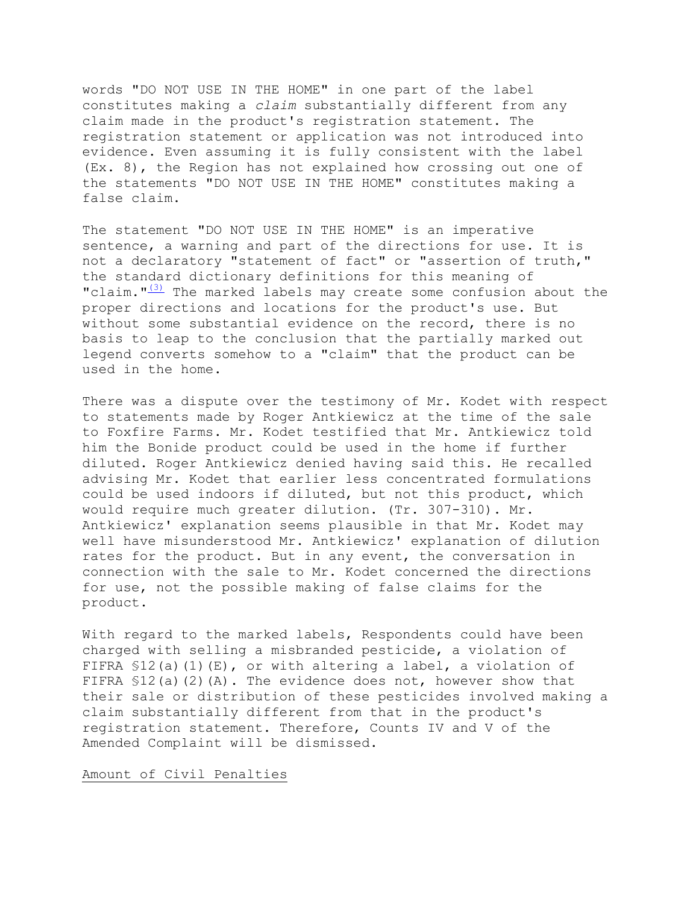words "DO NOT USE IN THE HOME" in one part of the label constitutes making a *claim* substantially different from any claim made in the product's registration statement. The registration statement or application was not introduced into evidence. Even assuming it is fully consistent with the label (Ex. 8), the Region has not explained how crossing out one of the statements "DO NOT USE IN THE HOME" constitutes making a false claim.

The statement "DO NOT USE IN THE HOME" is an imperative sentence, a warning and part of the directions for use. It is not a declaratory "statement of fact" or "assertion of truth," the standard dictionary definitions for this meaning of "claim."[(3)] The marked labels may create some confusion about the proper directions and locations for the product's use. But without some substantial evidence on the record, there is no basis to leap to the conclusion that the partially marked out legend converts somehow to a "claim" that the product can be used in the home.

There was a dispute over the testimony of Mr. Kodet with respect to statements made by Roger Antkiewicz at the time of the sale to Foxfire Farms. Mr. Kodet testified that Mr. Antkiewicz told him the Bonide product could be used in the home if further diluted. Roger Antkiewicz denied having said this. He recalled advising Mr. Kodet that earlier less concentrated formulations could be used indoors if diluted, but not this product, which would require much greater dilution. (Tr. 307-310). Mr. Antkiewicz' explanation seems plausible in that Mr. Kodet may well have misunderstood Mr. Antkiewicz' explanation of dilution rates for the product. But in any event, the conversation in connection with the sale to Mr. Kodet concerned the directions for use, not the possible making of false claims for the product.

With regard to the marked labels, Respondents could have been charged with selling a misbranded pesticide, a violation of FIFRA §12(a)(1)(E), or with altering a label, a violation of FIFRA §12(a)(2)(A). The evidence does not, however show that their sale or distribution of these pesticides involved making a claim substantially different from that in the product's registration statement. Therefore, Counts IV and V of the Amended Complaint will be dismissed.

Amount of Civil Penalties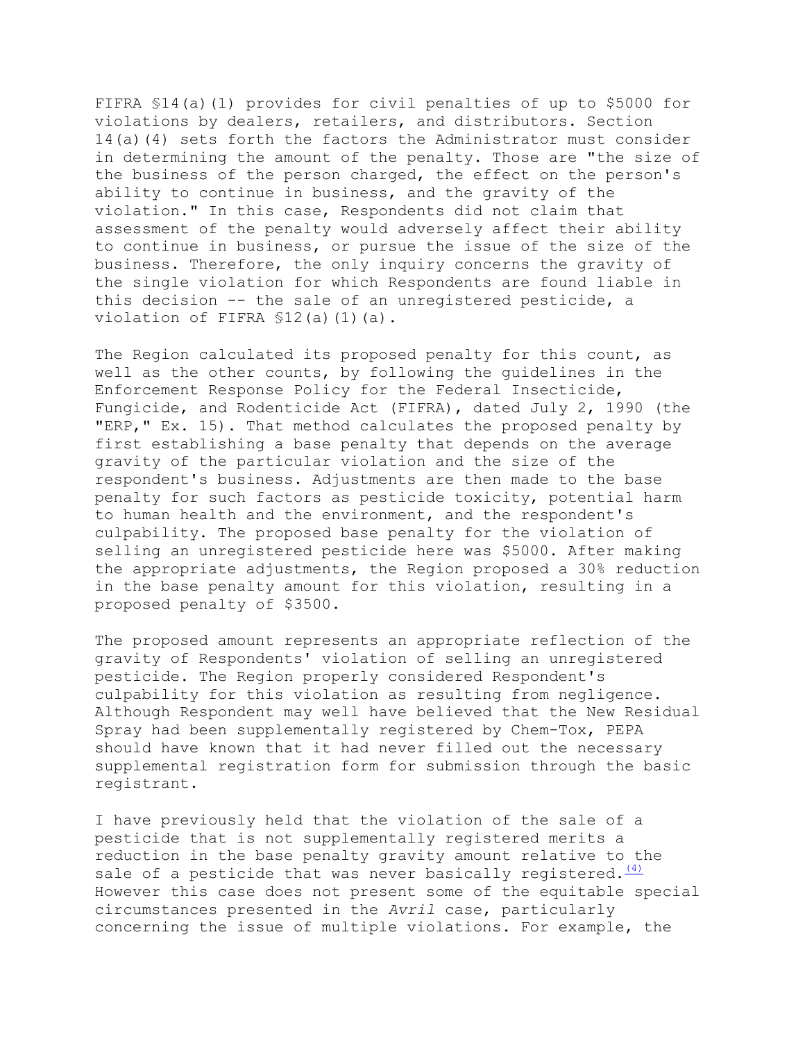FIFRA §14(a)(1) provides for civil penalties of up to $5000 for violations by dealers, retailers, and distributors. Section 14(a)(4) sets forth the factors the Administrator must consider in determining the amount of the penalty. Those are "the size of the business of the person charged, the effect on the person's ability to continue in business, and the gravity of the violation." In this case, Respondents did not claim that assessment of the penalty would adversely affect their ability to continue in business, or pursue the issue of the size of the business. Therefore, the only inquiry concerns the gravity of the single violation for which Respondents are found liable in this decision -- the sale of an unregistered pesticide, a violation of FIFRA §12(a)(1)(a).

The Region calculated its proposed penalty for this count, as well as the other counts, by following the guidelines in the Enforcement Response Policy for the Federal Insecticide, Fungicide, and Rodenticide Act (FIFRA), dated July 2, 1990 (the "ERP," Ex. 15). That method calculates the proposed penalty by first establishing a base penalty that depends on the average gravity of the particular violation and the size of the respondent's business. Adjustments are then made to the base penalty for such factors as pesticide toxicity, potential harm to human health and the environment, and the respondent's culpability. The proposed base penalty for the violation of selling an unregistered pesticide here was $5000. After making the appropriate adjustments, the Region proposed a 30% reduction in the base penalty amount for this violation, resulting in a proposed penalty of $3500.

The proposed amount represents an appropriate reflection of the gravity of Respondents' violation of selling an unregistered pesticide. The Region properly considered Respondent's culpability for this violation as resulting from negligence. Although Respondent may well have believed that the New Residual Spray had been supplementally registered by Chem-Tox, PEPA should have known that it had never filled out the necessary supplemental registration form for submission through the basic registrant.

I have previously held that the violation of the sale of a pesticide that is not supplementally registered merits a reduction in the base penalty gravity amount relative to the sale of a pesticide that was never basically registered.[(4)] However this case does not present some of the equitable special circumstances presented in the *Avril* case, particularly concerning the issue of multiple violations. For example, the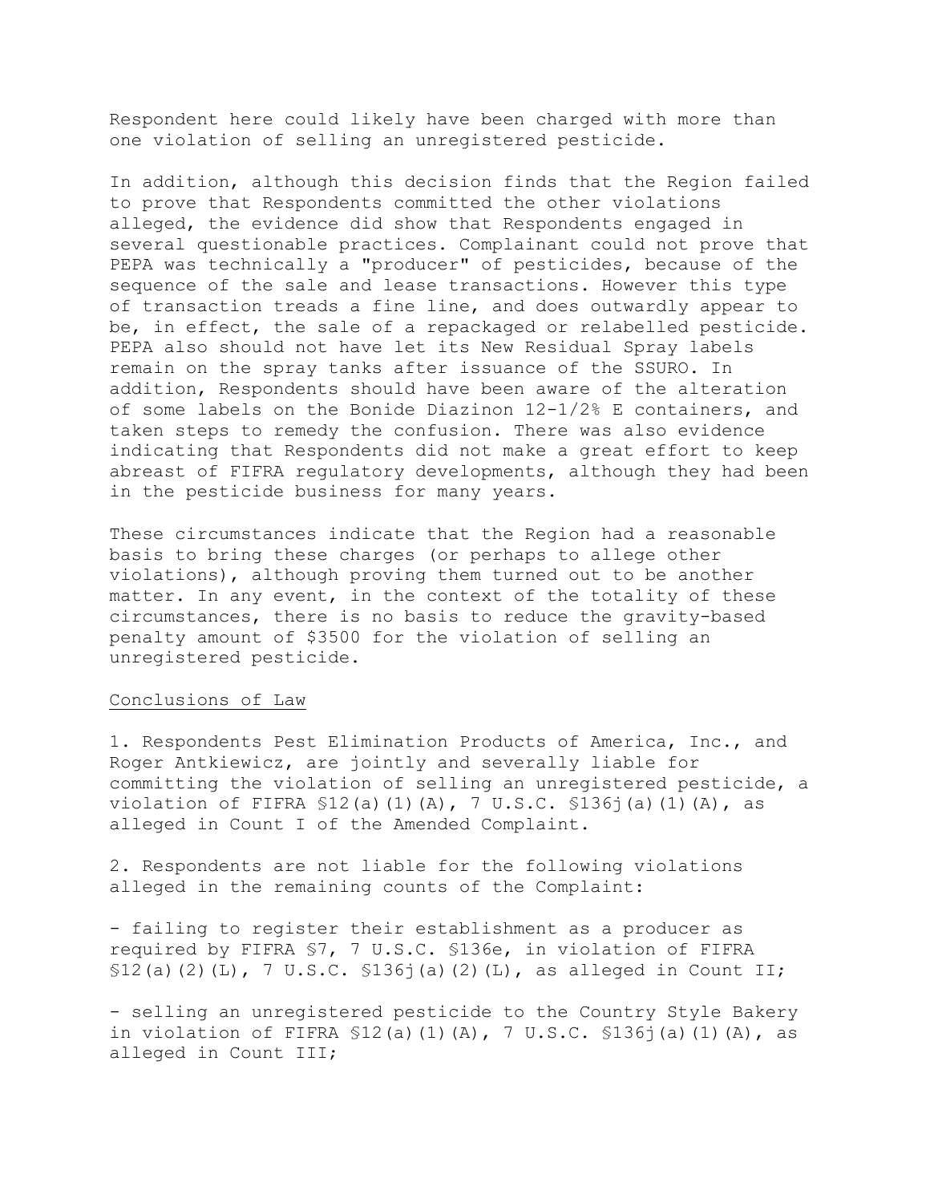Respondent here could likely have been charged with more than one violation of selling an unregistered pesticide.

In addition, although this decision finds that the Region failed to prove that Respondents committed the other violations alleged, the evidence did show that Respondents engaged in several questionable practices. Complainant could not prove that PEPA was technically a "producer" of pesticides, because of the sequence of the sale and lease transactions. However this type of transaction treads a fine line, and does outwardly appear to be, in effect, the sale of a repackaged or relabelled pesticide. PEPA also should not have let its New Residual Spray labels remain on the spray tanks after issuance of the SSURO. In addition, Respondents should have been aware of the alteration of some labels on the Bonide Diazinon 12-1/2% E containers, and taken steps to remedy the confusion. There was also evidence indicating that Respondents did not make a great effort to keep abreast of FIFRA regulatory developments, although they had been in the pesticide business for many years.

These circumstances indicate that the Region had a reasonable basis to bring these charges (or perhaps to allege other violations), although proving them turned out to be another matter. In any event, in the context of the totality of these circumstances, there is no basis to reduce the gravity-based penalty amount of $3500 for the violation of selling an unregistered pesticide.

<u>Conclusions of Law</u>

1. Respondents Pest Elimination Products of America, Inc., and Roger Antkiewicz, are jointly and severally liable for committing the violation of selling an unregistered pesticide, a violation of FIFRA §12(a)(1)(A), 7 U.S.C. §136j(a)(1)(A), as alleged in Count I of the Amended Complaint.

2. Respondents are not liable for the following violations alleged in the remaining counts of the Complaint:

- failing to register their establishment as a producer as required by FIFRA §7, 7 U.S.C. §136e, in violation of FIFRA §12(a)(2)(L), 7 U.S.C. §136j(a)(2)(L), as alleged in Count II;

- selling an unregistered pesticide to the Country Style Bakery in violation of FIFRA §12(a)(1)(A), 7 U.S.C. §136j(a)(1)(A), as alleged in Count III;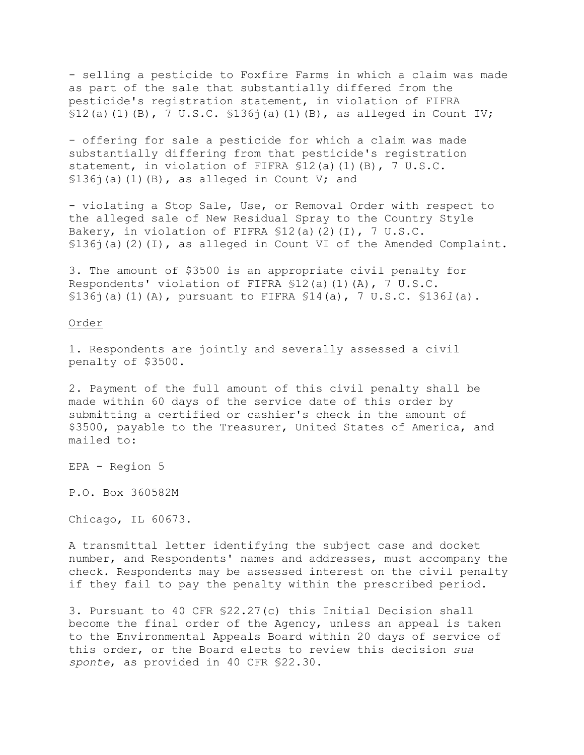- selling a pesticide to Foxfire Farms in which a claim was made as part of the sale that substantially differed from the pesticide's registration statement, in violation of FIFRA §12(a)(1)(B), 7 U.S.C. §136j(a)(1)(B), as alleged in Count IV;

- offering for sale a pesticide for which a claim was made substantially differing from that pesticide's registration statement, in violation of FIFRA §12(a)(1)(B), 7 U.S.C. §136j(a)(1)(B), as alleged in Count V; and

- violating a Stop Sale, Use, or Removal Order with respect to the alleged sale of New Residual Spray to the Country Style Bakery, in violation of FIFRA §12(a)(2)(I), 7 U.S.C. §136j(a)(2)(I), as alleged in Count VI of the Amended Complaint.

3. The amount of $3500 is an appropriate civil penalty for Respondents' violation of FIFRA §12(a)(1)(A), 7 U.S.C. §136j(a)(1)(A), pursuant to FIFRA §14(a), 7 U.S.C. §136*l*(a).

<u>Order</u>

1. Respondents are jointly and severally assessed a civil penalty of $3500.

2. Payment of the full amount of this civil penalty shall be made within 60 days of the service date of this order by submitting a certified or cashier's check in the amount of $3500, payable to the Treasurer, United States of America, and mailed to:

EPA - Region 5

P.O. Box 360582M

Chicago, IL 60673.

A transmittal letter identifying the subject case and docket number, and Respondents' names and addresses, must accompany the check. Respondents may be assessed interest on the civil penalty if they fail to pay the penalty within the prescribed period.

3. Pursuant to 40 CFR §22.27(c) this Initial Decision shall become the final order of the Agency, unless an appeal is taken to the Environmental Appeals Board within 20 days of service of this order, or the Board elects to review this decision *sua sponte*, as provided in 40 CFR §22.30.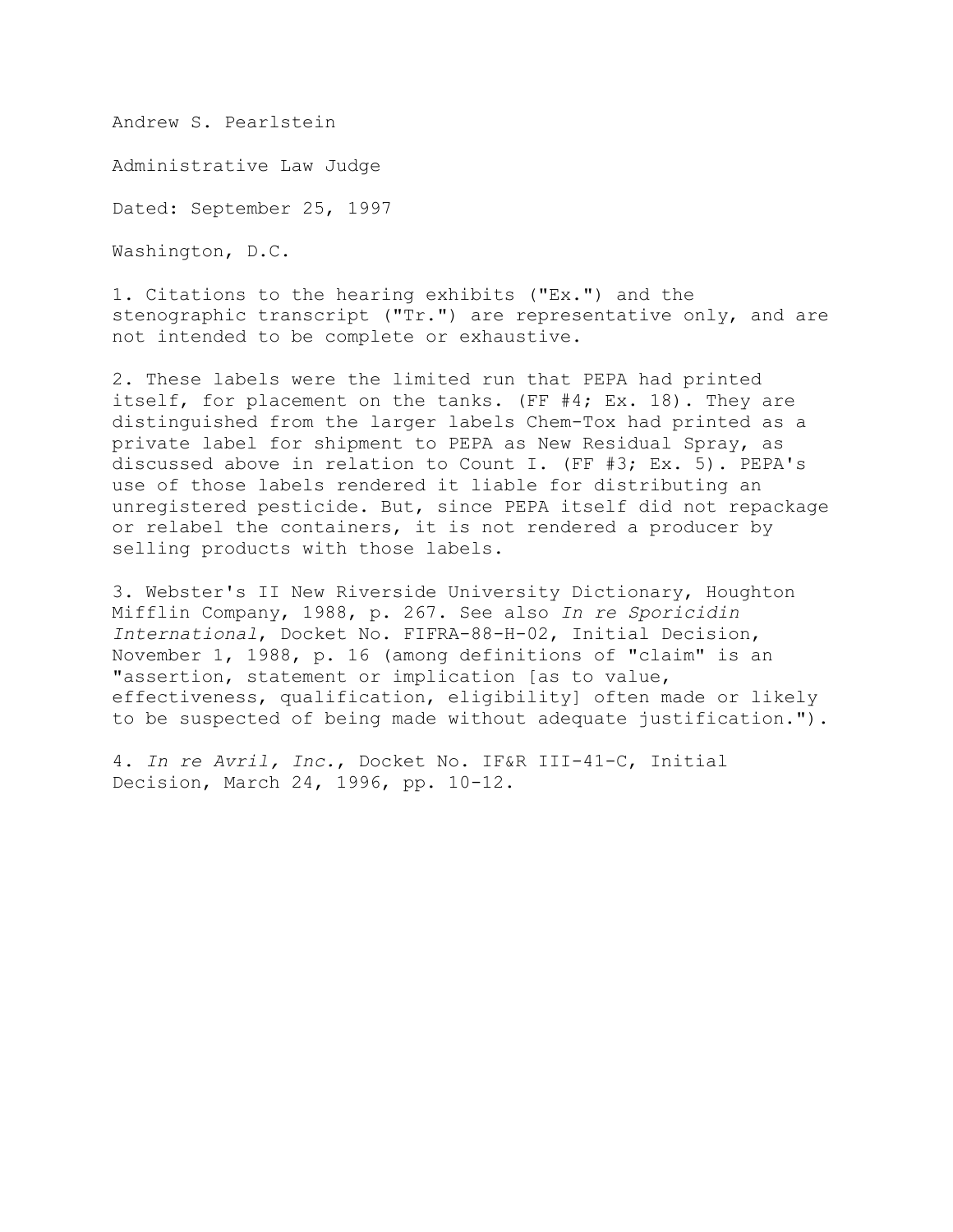Andrew S. Pearlstein

Administrative Law Judge

Dated: September 25, 1997

Washington, D.C.

1. Citations to the hearing exhibits ("Ex.") and the stenographic transcript ("Tr.") are representative only, and are not intended to be complete or exhaustive.

2. These labels were the limited run that PEPA had printed itself, for placement on the tanks. (FF #4; Ex. 18). They are distinguished from the larger labels Chem-Tox had printed as a private label for shipment to PEPA as New Residual Spray, as discussed above in relation to Count I. (FF #3; Ex. 5). PEPA's use of those labels rendered it liable for distributing an unregistered pesticide. But, since PEPA itself did not repackage or relabel the containers, it is not rendered a producer by selling products with those labels.

3. Webster's II New Riverside University Dictionary, Houghton Mifflin Company, 1988, p. 267. See also *In re Sporicidin International*, Docket No. FIFRA-88-H-02, Initial Decision, November 1, 1988, p. 16 (among definitions of "claim" is an "assertion, statement or implication [as to value, effectiveness, qualification, eligibility] often made or likely to be suspected of being made without adequate justification.").

4. *In re Avril, Inc.*, Docket No. IF&R III-41-C, Initial Decision, March 24, 1996, pp. 10-12.